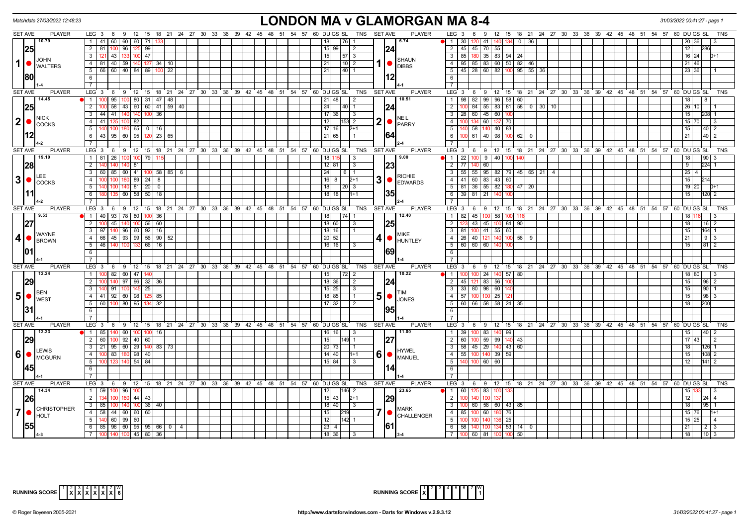Matchdate 27/03/2022 12:48:23

# LONDON MA v GLAMORGAN MA 8-4

## Match 1

| SET AVE | PLAYER | LEG | Scores | DU | GS | SL | TNS |
|---|---|---|---|---|---|---|---|
| 10.79 | JOHN WALTERS | 1 | 41 60 60 60 71 133 | 18 | | 76 | 1 |
| 25 | | 2 | 81 100 96 125 99 | 15 | 99 | | 2 |
| 80 | | 3 | 121 43 133 100 47 | 15 | | 57 | 3 |
| 1-4 | | 4 | 81 40 59 140 127 34 10 | 21 | | 10 | 2 |
| | | 5 | 66 60 40 84 89 100 22 | 21 | | 40 | 1 |

| SET AVE | PLAYER | LEG | Scores | DU | GS | SL | TNS |
|---|---|---|---|---|---|---|---|
| 6.74 | SHAUN DIBBS | 1 | 30 120 41 140 134 0 36 | 20 | 36 | | 3 |
| 24 | | 2 | 45 45 70 55 | 12 | | 286 | |
| 12 | | 3 | 85 180 35 83 94 24 | 16 | 24 | | 0+1 |
| 4-1 | | 4 | 95 85 83 60 50 82 46 | 21 | 46 | | |
| | | 5 | 45 28 60 82 100 95 55 36 | 23 | 36 | | 1 |

## Match 2

| SET AVE | PLAYER | LEG | Scores | DU | GS | SL | TNS |
|---|---|---|---|---|---|---|---|
| 14.45 | NICK COCKS | 1 | 100 95 100 80 31 47 48 | 21 | 48 | | 2 |
| 25 | | 2 | 100 58 43 60 60 41 59 40 | 24 | | 40 | 1 |
| 12 | | 3 | 44 41 140 140 100 36 | 17 | 36 | | 3 |
| 4-2 | | 4 | 41 125 100 82 | 12 | | 153 | 2 |
| | | 5 | 140 100 180 65 0 16 | 17 | 16 | | 2+1 |
| | | 6 | 43 95 60 95 120 23 65 | 21 | 65 | | 1 |

| SET AVE | PLAYER | LEG | Scores | DU | GS | SL | TNS |
|---|---|---|---|---|---|---|---|
| 10.51 | NEIL PARRY | 1 | 98 82 99 96 58 60 | 18 | | 8 | |
| 24 | | 2 | 100 84 55 83 81 58 0 30 10 | 26 | 10 | | 1 |
| 64 | | 3 | 28 60 45 60 100 | 15 | | 208 | 1 |
| 2-4 | | 4 | 100 134 60 137 70 | 15 | 70 | | 3 |
| | | 5 | 140 58 140 40 83 | 15 | | 40 | 2 |
| | | 6 | 100 61 40 98 100 62 0 | 21 | | 40 | 2 |

## Match 3

| SET AVE | PLAYER | LEG | Scores | DU | GS | SL | TNS |
|---|---|---|---|---|---|---|---|
| 19.10 | LEE COCKS | 1 | 81 26 100 100 79 115 | 18 | 115 | | 3 |
| 28 | | 2 | 140 140 140 81 | 12 | 81 | | 3 |
| 11 | | 3 | 60 85 60 41 100 58 85 6 | 24 | | 6 | 1 |
| 4-2 | | 4 | 100 100 180 89 24 8 | 16 | 8 | | 2+1 |
| | | 5 | 140 100 140 81 20 0 | 18 | | 20 | 3 |
| | | 6 | 180 135 60 58 50 18 | 18 | 18 | | 1+1 |

| SET AVE | PLAYER | LEG | Scores | DU | GS | SL | TNS |
|---|---|---|---|---|---|---|---|
| 9.00 | RICHIE EDWARDS | 1 | 22 100 9 40 100 140 | 18 | | 90 | 3 |
| 23 | | 2 | 77 140 60 | 9 | | 224 | 1 |
| 35 | | 3 | 55 55 95 82 79 45 65 21 4 | 25 | 4 | | |
| 2-4 | | 4 | 41 60 83 43 60 | 15 | | 214 | |
| | | 5 | 81 36 55 82 180 47 20 | 19 | 20 | | 0+1 |
| | | 6 | 39 81 21 140 100 | 15 | | 120 | 2 |

## Match 4

| SET AVE | PLAYER | LEG | Scores | DU | GS | SL | TNS |
|---|---|---|---|---|---|---|---|
| 9.53 | WAYNE BROWN | 1 | 40 93 78 80 100 36 | 18 | | 74 | 1 |
| 27 | | 2 | 100 45 140 100 56 60 | 18 | 60 | | 3 |
| 01 | | 3 | 97 140 96 60 92 16 | 18 | 16 | | 1 |
| 4-1 | | 4 | 66 45 93 99 56 90 52 | 20 | 52 | | |
| | | 5 | 46 140 100 133 66 16 | 16 | 16 | | 3 |

| SET AVE | PLAYER | LEG | Scores | DU | GS | SL | TNS |
|---|---|---|---|---|---|---|---|
| 12.40 | MIKE HUNTLEY | 1 | 82 45 100 58 100 116 | 18 | 116 | | 3 |
| 25 | | 2 | 123 43 45 100 84 90 | 18 | | 16 | 2 |
| 69 | | 3 | 81 100 41 55 60 | 15 | | 164 | 1 |
| 1-4 | | 4 | 26 40 121 140 100 56 9 | 21 | | 9 | 3 |
| | | 5 | 60 60 60 140 100 | 15 | | 81 | 2 |

## Match 5

| SET AVE | PLAYER | LEG | Scores | DU | GS | SL | TNS |
|---|---|---|---|---|---|---|---|
| 12.24 | BEN WEST | 1 | 100 82 60 47 140 | 15 | | 72 | 2 |
| 29 | | 2 | 100 140 97 96 32 36 | 18 | 36 | | 2 |
| 31 | | 3 | 140 91 100 145 25 | 15 | 25 | | 3 |
| 4-1 | | 4 | 41 92 60 98 125 85 | 18 | 85 | | 1 |
| | | 5 | 60 100 80 95 134 32 | 17 | 32 | | 2 |

| SET AVE | PLAYER | LEG | Scores | DU | GS | SL | TNS |
|---|---|---|---|---|---|---|---|
| 10.22 | TIM JONES | 1 | 100 100 24 140 57 80 | 18 | 80 | | 3 |
| 24 | | 2 | 45 121 83 56 100 | 15 | | 96 | 2 |
| 95 | | 3 | 33 80 98 60 140 | 15 | | 90 | 1 |
| 1-4 | | 4 | 57 100 100 25 121 | 15 | | 98 | 3 |
| | | 5 | 60 66 58 58 24 35 | 18 | | 200 | |

## Match 6

| SET AVE | PLAYER | LEG | Scores | DU | GS | SL | TNS |
|---|---|---|---|---|---|---|---|
| 12.23 | LEWIS MCGURN | 1 | 85 140 60 100 100 16 | 16 | 16 | | 3 |
| 29 | | 2 | 60 100 92 40 60 | 15 | | 149 | 1 |
| 45 | | 3 | 21 95 60 29 140 83 73 | 20 | 73 | | 1 |
| 4-1 | | 4 | 100 83 180 98 40 | 14 | 40 | | 1+1 |
| | | 5 | 100 123 140 54 84 | 15 | 84 | | 3 |

| SET AVE | PLAYER | LEG | Scores | DU | GS | SL | TNS |
|---|---|---|---|---|---|---|---|
| 11.00 | HYWEL MANUEL | 1 | 39 100 83 140 99 | 15 | | 40 | 2 |
| 27 | | 2 | 60 100 59 99 140 43 | 17 | 43 | | 2 |
| 14 | | 3 | 58 45 29 140 43 60 | 18 | | 126 | 1 |
| 1-4 | | 4 | 55 100 140 39 59 | 15 | | 108 | 2 |
| | | 5 | 140 100 60 60 | 12 | | 141 | 2 |

## Match 7

| SET AVE | PLAYER | LEG | Scores | DU | GS | SL | TNS |
|---|---|---|---|---|---|---|---|
| 14.34 | CHRISTOPHER HOLT | 1 | 59 100 96 100 | 12 | | 146 | 2 |
| 26 | | 2 | 134 100 180 44 43 | 15 | 43 | | 2+1 |
| 55 | | 3 | 85 100 140 100 36 40 | 18 | 40 | | 3 |
| 4-3 | | 4 | 58 44 60 60 60 | 15 | | 219 | |
| | | 5 | 140 60 99 60 | 12 | | 142 | 1 |
| | | 6 | 85 96 60 95 95 66 0 4 | 23 | 4 | | |
| | | 7 | 100 140 100 45 80 36 | 18 | 36 | | 3 |

| SET AVE | PLAYER | LEG | Scores | DU | GS | SL | TNS |
|---|---|---|---|---|---|---|---|
| 23.65 | MARK CHALLENGER | 1 | 60 125 83 100 133 | 15 | 133 | | 3 |
| 29 | | 2 | 100 140 100 137 | 12 | | 24 | 4 |
| 61 | | 3 | 100 60 58 60 43 85 | 18 | | 95 | 1 |
| 3-4 | | 4 | 85 100 60 180 76 | 15 | 76 | | 1+1 |
| | | 5 | 100 100 140 136 25 | 15 | 25 | | 4 |
| | | 6 | 58 140 100 134 53 14 0 | 21 | | 2 | 3 |
| | | 7 | 100 60 81 100 100 50 | 18 | | 10 | 3 |

RUNNING SCORE (London MA): 1 X, 2 X, 3 X, 4 X, 5 X, 6 X, 7 X — W: 6

RUNNING SCORE (Glamorgan MA): 1 X — W: 1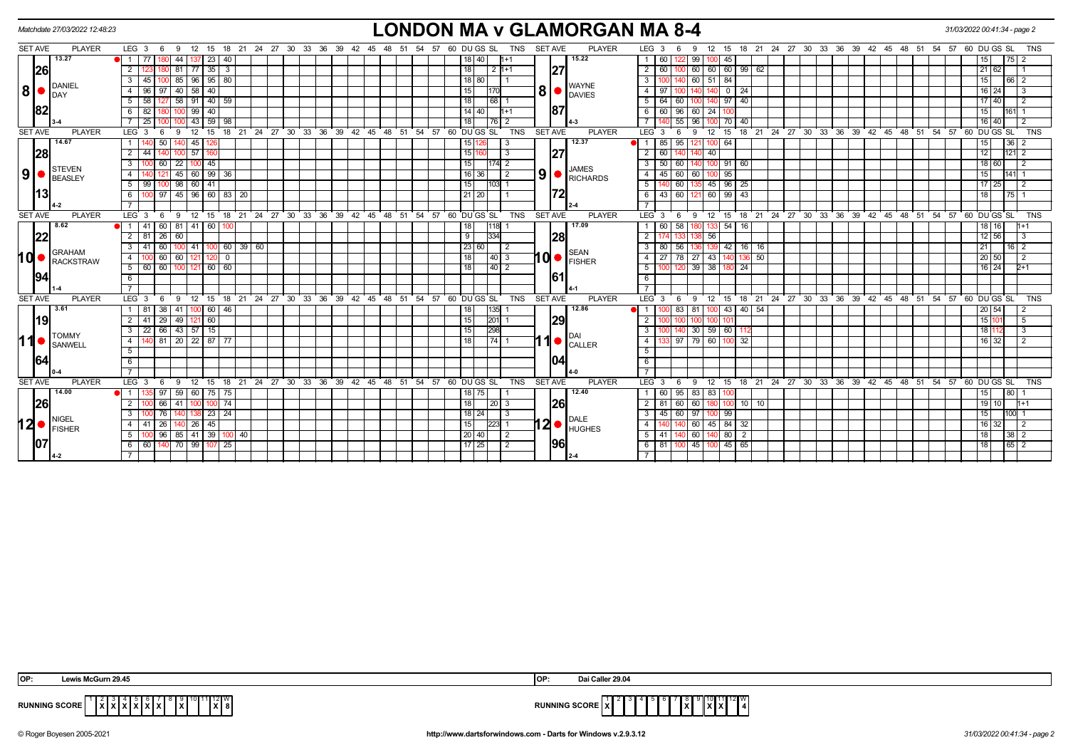Matchdate 27/03/2022 12:48:23

# LONDON MA v GLAMORGAN MA 8-4

### Set 8

| Player | LEG | Scores | DU | GS | SL | TNS |
|---|---|---|---|---|---|---|
| DANIEL DAY (13.27, 26.82, 3-4) | 1 | 77, 180, 44, 137, 23, 40 | 18 | 40 | | 1+1 |
| | 2 | 123, 180, 81, 77, 35, 3 | 18 | | 2 | 1+1 |
| | 3 | 45, 100, 85, 96, 95, 80 | 18 | 80 | | 1 |
| | 4 | 96, 97, 40, 58, 40 | 15 | | 170 | |
| | 5 | 58, 127, 58, 91, 40, 59 | 18 | | 68 | 1 |
| | 6 | 82, 180, 100, 99, 40 | 14 | 40 | | 1+1 |
| | 7 | 25, 100, 100, 43, 59, 98 | 18 | | 76 | 2 |
| WAYNE DAVIES (15.22, 27.87, 4-3) | 1 | 60, 122, 99, 100, 45 | 15 | | 75 | 2 |
| | 2 | 60, 100, 60, 60, 60, 99, 62 | 21 | 62 | | 1 |
| | 3 | 100, 140, 60, 51, 84 | 15 | | 66 | 2 |
| | 4 | 97, 100, 140, 140, 0, 24 | 16 | 24 | | 3 |
| | 5 | 64, 60, 100, 140, 97, 40 | 17 | 40 | | 2 |
| | 6 | 60, 96, 60, 24, 100 | 15 | | 161 | 1 |
| | 7 | 140, 55, 96, 100, 70, 40 | 16 | 40 | | 2 |

### Set 9

| Player | LEG | Scores | DU | GS | SL | TNS |
|---|---|---|---|---|---|---|
| STEVEN BEASLEY (14.67, 28.13, 4-2) | 1 | 140, 50, 140, 45, 126 | 15 | 126 | | 3 |
| | 2 | 44, 140, 100, 57, 160 | 15 | 160 | | 3 |
| | 3 | 100, 60, 22, 100, 45 | 15 | | 174 | 2 |
| | 4 | 140, 121, 45, 60, 99, 36 | 16 | 36 | | 2 |
| | 5 | 99, 100, 98, 60, 41 | 15 | | 103 | 1 |
| | 6 | 100, 97, 45, 96, 60, 83, 20 | 21 | 20 | | 1 |
| JAMES RICHARDS (12.37, 27.72, 2-4) | 1 | 85, 95, 121, 100, 64 | 15 | | 36 | 2 |
| | 2 | 60, 140, 140, 40 | 12 | | 121 | 2 |
| | 3 | 50, 60, 140, 100, 91, 60 | 18 | 60 | | 2 |
| | 4 | 45, 60, 60, 100, 95 | 15 | | 141 | 1 |
| | 5 | 140, 60, 135, 45, 96, 25 | 17 | 25 | | 2 |
| | 6 | 43, 60, 121, 60, 99, 43 | 18 | | 75 | 1 |

### Set 10

| Player | LEG | Scores | DU | GS | SL | TNS |
|---|---|---|---|---|---|---|
| GRAHAM RACKSTRAW (8.62, 22.94, 1-4) | 1 | 41, 60, 81, 41, 60, 100 | 18 | | 118 | 1 |
| | 2 | 81, 26, 60 | 9 | | 334 | |
| | 3 | 41, 60, 100, 41, 100, 60, 39, 60 | 23 | 60 | | 2 |
| | 4 | 100, 60, 60, 121, 120, 0 | 18 | | 40 | 3 |
| | 5 | 60, 60, 100, 121, 60, 60 | 18 | | 40 | 2 |
| SEAN FISHER (17.09, 28.61, 4-1) | 1 | 60, 58, 180, 133, 54, 16 | 18 | 16 | | 1+1 |
| | 2 | 174, 133, 138, 56 | 12 | 56 | | 3 |
| | 3 | 80, 56, 136, 139, 42, 16, 16 | 21 | | 16 | 2 |
| | 4 | 27, 78, 27, 43, 140, 136, 50 | 20 | 50 | | 2 |
| | 5 | 100, 120, 39, 38, 180, 24 | 16 | 24 | | 2+1 |

### Set 11

| Player | LEG | Scores | DU | GS | SL | TNS |
|---|---|---|---|---|---|---|
| TOMMY SANWELL (3.61, 19.64, 0-4) | 1 | 81, 38, 41, 100, 60, 46 | 18 | | 135 | 1 |
| | 2 | 41, 29, 49, 121, 60 | 15 | | 201 | 1 |
| | 3 | 22, 66, 43, 57, 15 | 15 | | 298 | |
| | 4 | 140, 81, 20, 22, 87, 77 | 18 | | 74 | 1 |
| DAI CALLER (12.86, 29.04, 4-0) | 1 | 100, 83, 81, 100, 43, 40, 54 | 20 | 54 | | 2 |
| | 2 | 100, 100, 100, 100, 101 | 15 | 101 | | 5 |
| | 3 | 100, 140, 30, 59, 60, 112 | 18 | 112 | | 3 |
| | 4 | 133, 97, 79, 60, 100, 32 | 16 | 32 | | 2 |

### Set 12

| Player | LEG | Scores | DU | GS | SL | TNS |
|---|---|---|---|---|---|---|
| NIGEL FISHER (14.00, 26.07, 4-2) | 1 | 135, 97, 59, 60, 75, 75 | 18 | 75 | | 1 |
| | 2 | 100, 66, 41, 100, 100, 74 | 18 | | 20 | 3 |
| | 3 | 100, 76, 140, 138, 23, 24 | 18 | 24 | | 3 |
| | 4 | 41, 26, 140, 26, 45 | 15 | | 223 | 1 |
| | 5 | 100, 96, 85, 41, 39, 100, 40 | 20 | 40 | | 2 |
| | 6 | 60, 140, 70, 99, 107, 25 | 17 | 25 | | 2 |
| DALE HUGHES (12.40, 26.96, 2-4) | 1 | 60, 95, 83, 83, 100 | 15 | | 80 | 1 |
| | 2 | 81, 60, 60, 180, 100, 10, 10 | 19 | 10 | | 1+1 |
| | 3 | 45, 60, 97, 100, 99 | 15 | | 100 | 1 |
| | 4 | 140, 140, 60, 45, 84, 32 | 16 | 32 | | 2 |
| | 5 | 41, 140, 60, 140, 80, 2 | 18 | | 38 | 2 |
| | 6 | 81, 100, 45, 100, 45, 65 | 18 | | 65 | 2 |

OP: Lewis McGurn 29.45

OP: Dai Caller 29.04

| RUNNING SCORE | 1 | 2 | 3 | 4 | 5 | 6 | 7 | 8 | 9 | 10 | 11 | 12 | W |
|---|---|---|---|---|---|---|---|---|---|---|---|---|---|
| London MA | | X | X | X | X | X | X | | X | | | X | 8 |
| Glamorgan MA | X | | | | | | | X | | X | X | | 4 |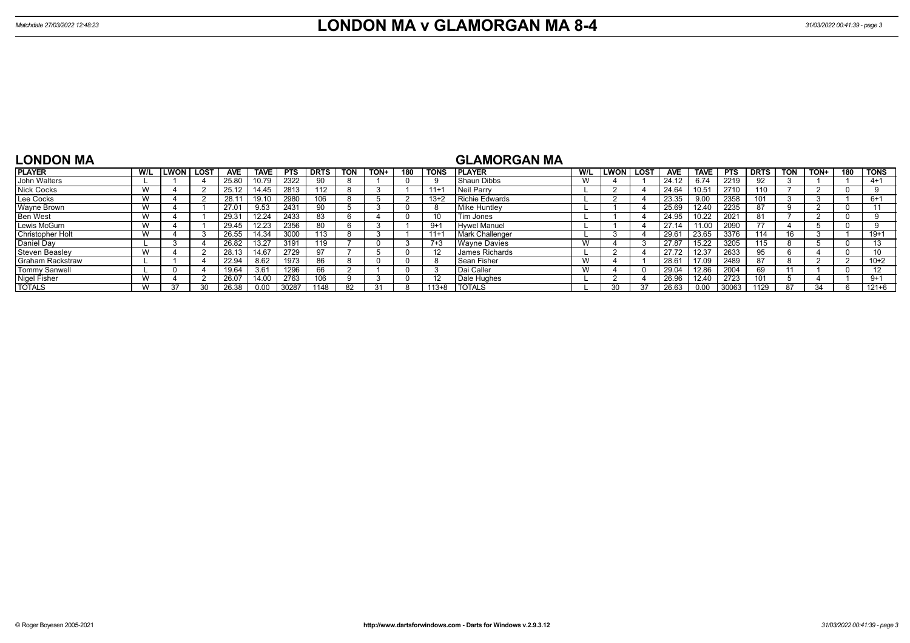# LONDON MA v GLAMORGAN MA 8-4

Matchdate 27/03/2022 12:48:23

## LONDON MA

| PLAYER | W/L | LWON | LOST | AVE | TAVE | PTS | DRTS | TON | TON+ | 180 | TONS |
|---|---|---|---|---|---|---|---|---|---|---|---|
| John Walters | L | 1 | 4 | 25.80 | 10.79 | 2322 | 90 | 8 | 1 | 0 | 9 |
| Nick Cocks | W | 4 | 2 | 25.12 | 14.45 | 2813 | 112 | 8 | 3 | 1 | 11+1 |
| Lee Cocks | W | 4 | 2 | 28.11 | 19.10 | 2980 | 106 | 8 | 5 | 2 | 13+2 |
| Wayne Brown | W | 4 | 1 | 27.01 | 9.53 | 2431 | 90 | 5 | 3 | 0 | 8 |
| Ben West | W | 4 | 1 | 29.31 | 12.24 | 2433 | 83 | 6 | 4 | 0 | 10 |
| Lewis McGurn | W | 4 | 1 | 29.45 | 12.23 | 2356 | 80 | 6 | 3 | 1 | 9+1 |
| Christopher Holt | W | 4 | 3 | 26.55 | 14.34 | 3000 | 113 | 8 | 3 | 1 | 11+1 |
| Daniel Day | L | 3 | 4 | 26.82 | 13.27 | 3191 | 119 | 7 | 0 | 3 | 7+3 |
| Steven Beasley | W | 4 | 2 | 28.13 | 14.67 | 2729 | 97 | 7 | 5 | 0 | 12 |
| Graham Rackstraw | L | 1 | 4 | 22.94 | 8.62 | 1973 | 86 | 8 | 0 | 0 | 8 |
| Tommy Sanwell | L | 0 | 4 | 19.64 | 3.61 | 1296 | 66 | 2 | 1 | 0 | 3 |
| Nigel Fisher | W | 4 | 2 | 26.07 | 14.00 | 2763 | 106 | 9 | 3 | 0 | 12 |
| TOTALS | W | 37 | 30 | 26.38 | 0.00 | 30287 | 1148 | 82 | 31 | 8 | 113+8 |

## GLAMORGAN MA

| PLAYER | W/L | LWON | LOST | AVE | TAVE | PTS | DRTS | TON | TON+ | 180 | TONS |
|---|---|---|---|---|---|---|---|---|---|---|---|
| Shaun Dibbs | W | 4 | 1 | 24.12 | 6.74 | 2219 | 92 | 3 | 1 | 1 | 4+1 |
| Neil Parry | L | 2 | 4 | 24.64 | 10.51 | 2710 | 110 | 7 | 2 | 0 | 9 |
| Richie Edwards | L | 2 | 4 | 23.35 | 9.00 | 2358 | 101 | 3 | 3 | 1 | 6+1 |
| Mike Huntley | L | 1 | 4 | 25.69 | 12.40 | 2235 | 87 | 9 | 2 | 0 | 11 |
| Tim Jones | L | 1 | 4 | 24.95 | 10.22 | 2021 | 81 | 7 | 2 | 0 | 9 |
| Hywel Manuel | L | 1 | 4 | 27.14 | 11.00 | 2090 | 77 | 4 | 5 | 0 | 9 |
| Mark Challenger | L | 3 | 4 | 29.61 | 23.65 | 3376 | 114 | 16 | 3 | 1 | 19+1 |
| Wayne Davies | W | 4 | 3 | 27.87 | 15.22 | 3205 | 115 | 8 | 5 | 0 | 13 |
| James Richards | L | 2 | 4 | 27.72 | 12.37 | 2633 | 95 | 6 | 4 | 0 | 10 |
| Sean Fisher | W | 4 | 1 | 28.61 | 17.09 | 2489 | 87 | 8 | 2 | 2 | 10+2 |
| Dai Caller | W | 4 | 0 | 29.04 | 12.86 | 2004 | 69 | 11 | 1 | 0 | 12 |
| Dale Hughes | L | 2 | 4 | 26.96 | 12.40 | 2723 | 101 | 5 | 4 | 1 | 9+1 |
| TOTALS | L | 30 | 37 | 26.63 | 0.00 | 30063 | 1129 | 87 | 34 | 6 | 121+6 |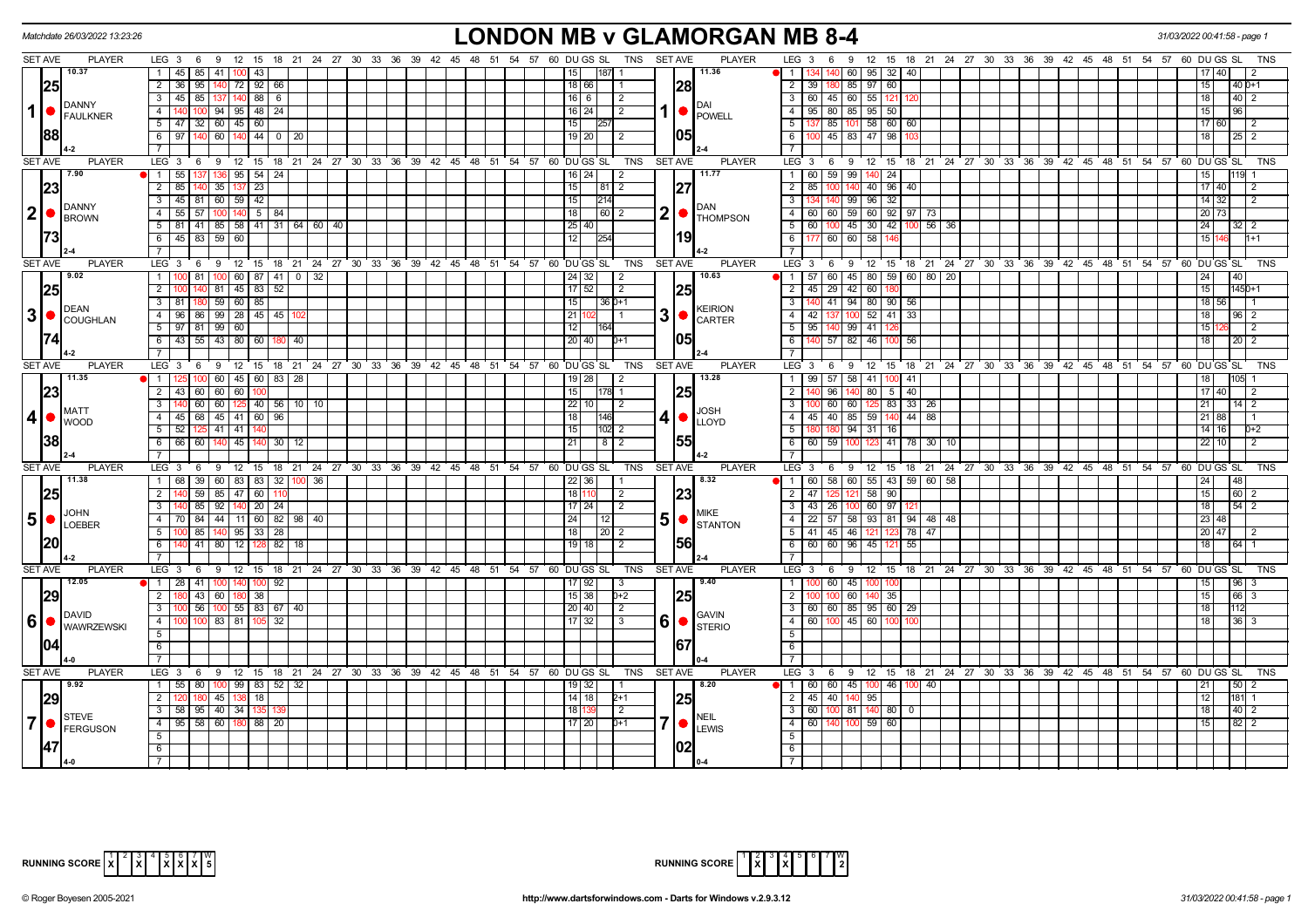Matchdate 26/03/2022 13:23:26

# LONDON MB v GLAMORGAN MB 8-4

## Set 1

| SET AVE | PLAYER | LEG | Scores | DU | GS | SL | TNS |
|---|---|---|---|---|---|---|---|
| 10.37 / 25.88 | DANNY FAULKNER (4-2) | 1 | 45 85 41 100 43 | | 15 | 187 | 1 |
| | | 2 | 36 95 140 72 92 66 | 18 | 66 | | 1 |
| | | 3 | 45 85 137 140 88 6 | 16 | 6 | | 2 |
| | | 4 | 140 100 94 95 48 24 | 16 | 24 | | 2 |
| | | 5 | 47 32 60 45 60 | | 15 | 257 | |
| | | 6 | 97 140 60 140 44 0 20 | 19 | 20 | | 2 |

| SET AVE | PLAYER | LEG | Scores | DU | GS | SL | TNS |
|---|---|---|---|---|---|---|---|
| 11.36 / 28.05 | DAI POWELL (2-4) | 1 | 134 140 60 95 32 40 | 17 | 40 | | 2 |
| | | 2 | 39 180 85 97 60 | | 15 | 40 | 0+1 |
| | | 3 | 60 45 60 55 121 120 | | 18 | 40 | 2 |
| | | 4 | 95 80 85 95 50 | | 15 | 96 | |
| | | 5 | 137 85 101 58 60 60 | 17 | 60 | | 2 |
| | | 6 | 100 45 83 47 98 103 | | 18 | 25 | 2 |

## Set 2

| SET AVE | PLAYER | LEG | Scores | DU | GS | SL | TNS |
|---|---|---|---|---|---|---|---|
| 7.90 / 23.73 | DANNY BROWN (2-4) | 1 | 55 137 136 95 54 24 | 16 | 24 | | 2 |
| | | 2 | 85 140 35 137 23 | | 15 | 81 | 2 |
| | | 3 | 45 81 60 59 42 | | 15 | 214 | |
| | | 4 | 55 57 100 140 5 84 | | 18 | 60 | 2 |
| | | 5 | 81 41 85 58 41 31 64 60 40 | 25 | 40 | | |
| | | 6 | 45 83 59 60 | | 12 | 254 | |

| SET AVE | PLAYER | LEG | Scores | DU | GS | SL | TNS |
|---|---|---|---|---|---|---|---|
| 11.77 / 27.19 | DAN THOMPSON (4-2) | 1 | 60 59 99 140 24 | | 15 | 119 | 1 |
| | | 2 | 85 100 140 40 96 40 | 17 | 40 | | 2 |
| | | 3 | 134 140 99 96 32 | 14 | 32 | | 2 |
| | | 4 | 60 60 59 60 92 97 73 | 20 | 73 | | |
| | | 5 | 60 100 45 30 42 100 56 36 | | 24 | 32 | 2 |
| | | 6 | 177 60 60 58 146 | 15 | 146 | | 1+1 |

## Set 3

| SET AVE | PLAYER | LEG | Scores | DU | GS | SL | TNS |
|---|---|---|---|---|---|---|---|
| 9.02 / 25.74 | DEAN COUGHLAN (4-2) | 1 | 100 81 100 60 87 41 0 32 | 24 | 32 | | 2 |
| | | 2 | 100 140 81 45 83 52 | 17 | 52 | | 2 |
| | | 3 | 81 180 59 60 85 | | 15 | 36 | 0+1 |
| | | 4 | 96 86 99 28 45 45 102 | 21 | 102 | | 1 |
| | | 5 | 97 81 99 60 | | 12 | 164 | |
| | | 6 | 43 55 43 80 60 180 40 | 20 | 40 | | 0+1 |

| SET AVE | PLAYER | LEG | Scores | DU | GS | SL | TNS |
|---|---|---|---|---|---|---|---|
| 10.63 / 25.05 | KEIRION CARTER (2-4) | 1 | 57 60 45 80 59 60 80 20 | | 24 | 40 | |
| | | 2 | 45 29 42 60 180 | | 15 | 145 | 0+1 |
| | | 3 | 140 41 94 80 90 56 | 18 | 56 | | 1 |
| | | 4 | 42 137 100 52 41 33 | | 18 | 96 | 2 |
| | | 5 | 95 140 99 41 126 | 15 | 126 | | 2 |
| | | 6 | 140 57 82 46 100 56 | | 18 | 20 | 2 |

## Set 4

| SET AVE | PLAYER | LEG | Scores | DU | GS | SL | TNS |
|---|---|---|---|---|---|---|---|
| 11.35 / 23.38 | MATT WOOD (2-4) | 1 | 125 100 60 45 60 83 28 | 19 | 28 | | 2 |
| | | 2 | 43 60 60 60 100 | | 15 | 178 | 1 |
| | | 3 | 140 60 60 125 40 56 10 10 | 22 | 10 | | 2 |
| | | 4 | 45 68 45 41 60 96 | | 18 | 146 | |
| | | 5 | 52 125 41 41 140 | | 15 | 102 | 2 |
| | | 6 | 66 60 140 45 140 30 12 | | 21 | 8 | 2 |

| SET AVE | PLAYER | LEG | Scores | DU | GS | SL | TNS |
|---|---|---|---|---|---|---|---|
| 13.28 / 25.55 | JOSH LLOYD (4-2) | 1 | 99 57 58 41 100 41 | | 18 | 105 | 1 |
| | | 2 | 140 96 140 80 5 40 | 17 | 40 | | 2 |
| | | 3 | 100 60 60 125 83 33 26 | | 21 | 14 | 2 |
| | | 4 | 45 40 85 59 140 44 88 | 21 | 88 | | 1 |
| | | 5 | 180 180 94 31 16 | 14 | 16 | | 0+2 |
| | | 6 | 60 59 100 123 41 78 30 10 | 22 | 10 | | 2 |

## Set 5

| SET AVE | PLAYER | LEG | Scores | DU | GS | SL | TNS |
|---|---|---|---|---|---|---|---|
| 11.38 / 25.20 | JOHN LOEBER (4-2) | 1 | 68 39 60 83 83 32 100 36 | 22 | 36 | | 1 |
| | | 2 | 140 59 85 47 60 110 | 18 | 110 | | 2 |
| | | 3 | 140 85 92 140 20 24 | 17 | 24 | | 2 |
| | | 4 | 70 84 44 11 60 82 98 40 | | 24 | 12 | |
| | | 5 | 100 85 140 95 33 28 | | 18 | 20 | 2 |
| | | 6 | 140 41 80 12 128 82 18 | 19 | 18 | | 2 |

| SET AVE | PLAYER | LEG | Scores | DU | GS | SL | TNS |
|---|---|---|---|---|---|---|---|
| 8.32 / 23.56 | MIKE STANTON (2-4) | 1 | 60 58 60 55 43 59 60 58 | 24 | 48 | | |
| | | 2 | 47 125 121 58 90 | | 15 | 60 | 2 |
| | | 3 | 43 26 100 60 97 121 | | 18 | 54 | 2 |
| | | 4 | 22 57 58 93 81 94 48 48 | 23 | 48 | | |
| | | 5 | 41 45 46 121 123 78 47 | 20 | 47 | | 2 |
| | | 6 | 60 60 96 45 121 55 | | 18 | 64 | 1 |

## Set 6

| SET AVE | PLAYER | LEG | Scores | DU | GS | SL | TNS |
|---|---|---|---|---|---|---|---|
| 12.05 / 29.04 | DAVID WAWRZEWSKI (4-0) | 1 | 28 41 100 140 100 92 | 17 | 92 | | 3 |
| | | 2 | 180 43 60 180 38 | 15 | 38 | | 0+2 |
| | | 3 | 100 56 100 55 83 67 40 | 20 | 40 | | 2 |
| | | 4 | 100 100 83 81 105 32 | 17 | 32 | | 3 |

| SET AVE | PLAYER | LEG | Scores | DU | GS | SL | TNS |
|---|---|---|---|---|---|---|---|
| 9.40 / 25.67 | GAVIN STERIO (0-4) | 1 | 100 60 45 100 100 | | 15 | 96 | 3 |
| | | 2 | 100 100 60 140 35 | | 15 | 66 | 3 |
| | | 3 | 60 60 85 95 60 29 | | 18 | 112 | |
| | | 4 | 60 100 45 60 100 100 | | 18 | 36 | 3 |

## Set 7

| SET AVE | PLAYER | LEG | Scores | DU | GS | SL | TNS |
|---|---|---|---|---|---|---|---|
| 9.92 / 29.47 | STEVE FERGUSON (4-0) | 1 | 55 80 100 99 83 52 32 | 19 | 32 | | 1 |
| | | 2 | 120 180 45 138 18 | 14 | 18 | | 2+1 |
| | | 3 | 58 95 40 34 135 139 | 18 | 139 | | 2 |
| | | 4 | 95 58 60 180 88 20 | 17 | 20 | | 0+1 |

| SET AVE | PLAYER | LEG | Scores | DU | GS | SL | TNS |
|---|---|---|---|---|---|---|---|
| 8.20 / 25.02 | NEIL LEWIS (0-4) | 1 | 60 60 45 100 46 100 40 | | 21 | 50 | 2 |
| | | 2 | 45 40 140 95 | | 12 | 181 | 1 |
| | | 3 | 60 100 81 140 80 0 | | 18 | 40 | 2 |
| | | 4 | 60 140 100 59 60 | | 15 | 82 | 2 |

RUNNING SCORE (London): 1 X, 2 , 3 X, 4 , 5 X, 6 X, 7 X — W 5

RUNNING SCORE (Glamorgan): 1 , 2 X, 3 , 4 X, 5 , 6 , 7 — W 2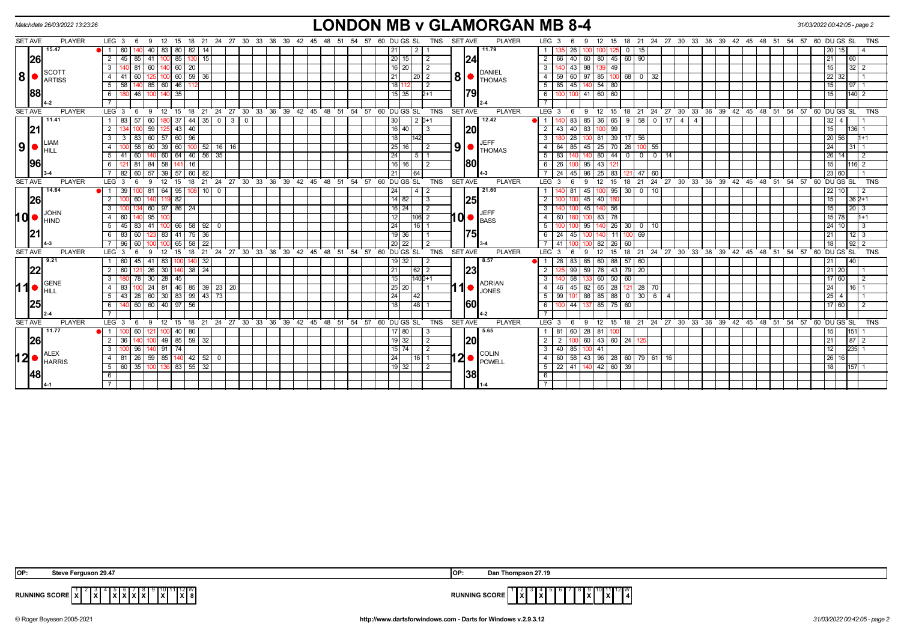Matchdate 26/03/2022 13:23:26

# LONDON MB v GLAMORGAN MB 8-4

**Set 8** — SCOTT ARTISS (15.47, 26/88, 4-2) v DANIEL THOMAS (11.79, 24/79, 2-4)

| LEG | SCOTT ARTISS scores | DU | GS | SL | TNS | DANIEL THOMAS scores | DU | GS | SL | TNS |
|---|---|---|---|---|---|---|---|---|---|---|
| 1 | 60 140 40 83 80 82 14 | 21 | | 2 | 1 | 135 26 100 100 125 0 15 | 20 | 15 | | 4 |
| 2 | 45 85 41 100 85 130 15 | 20 | 15 | | 2 | 66 40 60 80 45 60 90 | 21 | | 60 | |
| 3 | 140 81 60 140 60 20 | 16 | 20 | | 2 | 140 43 98 139 49 | 15 | | 32 | 2 |
| 4 | 41 60 125 100 60 59 36 | 21 | | 20 | 2 | 59 60 97 85 100 68 0 32 | 22 | 32 | | 1 |
| 5 | 58 140 85 60 46 112 | 18 | 112 | | 2 | 85 45 140 54 80 | 15 | | 97 | 1 |
| 6 | 180 46 100 140 35 | 15 | 35 | | 2+1 | 100 100 41 60 60 | 15 | | 140 | 2 |

**Set 9** — LIAM HILL (11.41, 21/96, 3-4) v JEFF THOMAS (12.42, 20/80, 4-3)

| LEG | LIAM HILL scores | DU | GS | SL | TNS | JEFF THOMAS scores | DU | GS | SL | TNS |
|---|---|---|---|---|---|---|---|---|---|---|
| 1 | 83 57 60 180 37 44 35 0 3 0 | 30 | | 2 | 0+1 | 140 83 85 36 65 9 58 0 17 4 4 | 32 | 4 | | 1 |
| 2 | 134 100 59 125 43 40 | 16 | 40 | | 3 | 43 40 83 100 99 | 15 | | 136 | 1 |
| 3 | 3 83 60 57 60 96 | 18 | | 142 | | 180 28 100 81 39 17 56 | 20 | 56 | | 1+1 |
| 4 | 100 58 60 39 60 100 52 16 16 | 25 | 16 | | 2 | 64 85 45 25 70 26 100 55 | 24 | | 31 | 1 |
| 5 | 41 60 140 60 64 40 56 35 | 24 | | 5 | 1 | 83 140 140 80 44 0 0 0 14 | 26 | 14 | | 2 |
| 6 | 121 81 84 58 141 16 | 16 | 16 | | 2 | 26 100 95 43 121 | 15 | | 116 | 2 |
| 7 | 82 60 57 39 57 60 82 | 21 | | 64 | | 24 45 96 25 83 121 47 60 | 23 | 60 | | 1 |

**Set 10** — JOHN HIND (14.64, 26/21, 4-3) v JEFF BASS (21.60, 25/75, 3-4)

| LEG | JOHN HIND scores | DU | GS | SL | TNS | JEFF BASS scores | DU | GS | SL | TNS |
|---|---|---|---|---|---|---|---|---|---|---|
| 1 | 39 100 81 64 95 108 10 0 | 24 | | 4 | 2 | 140 81 45 100 95 30 0 10 | 22 | 10 | | 2 |
| 2 | 100 60 140 119 82 | 14 | 82 | | 3 | 100 100 45 40 180 | 15 | | 36 | 2+1 |
| 3 | 100 134 60 97 86 24 | 16 | 24 | | 2 | 140 100 45 140 56 | 15 | | 20 | 3 |
| 4 | 60 140 95 100 | 12 | | 106 | 2 | 60 180 100 83 78 | 15 | 78 | | 1+1 |
| 5 | 45 83 41 100 66 58 92 0 | 24 | | 16 | 1 | 100 100 95 140 26 30 0 10 | 24 | 10 | | 3 |
| 6 | 83 60 123 83 41 75 36 | 19 | 36 | | 1 | 24 45 100 140 11 100 69 | 21 | | 12 | 3 |
| 7 | 96 60 100 100 65 58 22 | 20 | 22 | | 2 | 41 100 100 82 26 60 | 18 | | 92 | 2 |

**Set 11** — GENE HILL (9.21, 22/25, 2-4) v ADRIAN JONES (8.57, 23/60, 4-2)

| LEG | GENE HILL scores | DU | GS | SL | TNS | ADRIAN JONES scores | DU | GS | SL | TNS |
|---|---|---|---|---|---|---|---|---|---|---|
| 1 | 60 45 41 83 100 140 32 | 19 | 32 | | 2 | 28 83 85 60 88 57 60 | 21 | | 40 | |
| 2 | 60 121 26 30 140 38 24 | 21 | | 62 | 2 | 125 99 59 76 43 79 20 | 21 | 20 | | 1 |
| 3 | 180 78 30 28 45 | 15 | | 140 | 0+1 | 140 58 133 60 50 60 | 17 | 60 | | 2 |
| 4 | 83 100 24 81 46 85 39 23 20 | 25 | 20 | | 1 | 46 45 82 65 28 121 28 70 | 24 | | 16 | 1 |
| 5 | 43 28 60 30 83 99 43 73 | 24 | | 42 | | 99 101 88 85 88 0 30 6 4 | 25 | 4 | | 1 |
| 6 | 140 60 60 40 97 56 | 18 | | 48 | 1 | 100 44 137 85 75 60 | 17 | 60 | | 2 |

**Set 12** — ALEX HARRIS (11.77, 26/48, 4-1) v COLIN POWELL (5.65, 20/38, 1-4)

| LEG | ALEX HARRIS scores | DU | GS | SL | TNS | COLIN POWELL scores | DU | GS | SL | TNS |
|---|---|---|---|---|---|---|---|---|---|---|
| 1 | 100 60 121 100 40 80 | 17 | 80 | | 3 | 81 60 28 81 100 | 15 | | 151 | 1 |
| 2 | 36 140 100 49 85 59 32 | 19 | 32 | | 2 | 2 100 60 43 60 24 125 | 21 | | 87 | 2 |
| 3 | 100 96 140 91 74 | 15 | 74 | | 2 | 40 85 100 41 | 12 | | 235 | 1 |
| 4 | 81 26 59 85 140 42 52 0 | 24 | | 16 | 1 | 60 58 43 96 28 60 79 61 16 | 26 | 16 | | |
| 5 | 60 35 100 136 83 55 32 | 19 | 32 | | 2 | 22 41 140 42 60 39 | 18 | | 157 | 1 |

OP: Steve Ferguson 29.47 — OP: Dan Thompson 27.19

RUNNING SCORE (London): Sets 2, 4, 5, 6, 7, 8, 10, 12 won — W 8

RUNNING SCORE (Glamorgan): Sets 1, 3, 9, 11 won — W 4

© Roger Boyesen 2005-2021 — http://www.dartsforwindows.com - Darts for Windows v.2.9.3.12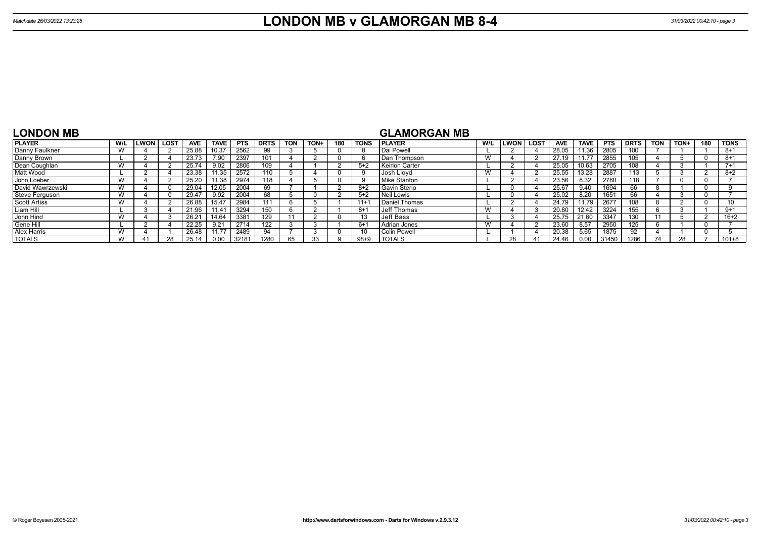# LONDON MB v GLAMORGAN MB 8-4

## LONDON MB

| PLAYER | W/L | LWON | LOST | AVE | TAVE | PTS | DRTS | TON | TON+ | 180 | TONS |
|---|---|---|---|---|---|---|---|---|---|---|---|
| Danny Faulkner | W | 4 | 2 | 25.88 | 10.37 | 2562 | 99 | 3 | 5 | 0 | 8 |
| Danny Brown | L | 2 | 4 | 23.73 | 7.90 | 2397 | 101 | 4 | 2 | 0 | 6 |
| Dean Coughlan | W | 4 | 2 | 25.74 | 9.02 | 2806 | 109 | 4 | 1 | 2 | 5+2 |
| Matt Wood | L | 2 | 4 | 23.38 | 11.35 | 2572 | 110 | 5 | 4 | 0 | 9 |
| John Loeber | W | 4 | 2 | 25.20 | 11.38 | 2974 | 118 | 4 | 5 | 0 | 9 |
| David Wawrzewski | W | 4 | 0 | 29.04 | 12.05 | 2004 | 69 | 7 | 1 | 2 | 8+2 |
| Steve Ferguson | W | 4 | 0 | 29.47 | 9.92 | 2004 | 68 | 5 | 0 | 2 | 5+2 |
| Scott Artiss | W | 4 | 2 | 26.88 | 15.47 | 2984 | 111 | 6 | 5 | 1 | 11+1 |
| Liam Hill | L | 3 | 4 | 21.96 | 11.41 | 3294 | 150 | 6 | 2 | 1 | 8+1 |
| John Hind | W | 4 | 3 | 26.21 | 14.64 | 3381 | 129 | 11 | 2 | 0 | 13 |
| Gene Hill | L | 2 | 4 | 22.25 | 9.21 | 2714 | 122 | 3 | 3 | 1 | 6+1 |
| Alex Harris | W | 4 | 1 | 26.48 | 11.77 | 2489 | 94 | 7 | 3 | 0 | 10 |
| TOTALS | W | 41 | 28 | 25.14 | 0.00 | 32181 | 1280 | 65 | 33 | 9 | 98+9 |

## GLAMORGAN MB

| PLAYER | W/L | LWON | LOST | AVE | TAVE | PTS | DRTS | TON | TON+ | 180 | TONS |
|---|---|---|---|---|---|---|---|---|---|---|---|
| Dai Powell | L | 2 | 4 | 28.05 | 11.36 | 2805 | 100 | 7 | 1 | 1 | 8+1 |
| Dan Thompson | W | 4 | 2 | 27.19 | 11.77 | 2855 | 105 | 4 | 5 | 0 | 8+1 |
| Keirion Carter | L | 2 | 4 | 25.05 | 10.63 | 2705 | 108 | 4 | 3 | 1 | 7+1 |
| Josh Lloyd | W | 4 | 2 | 25.55 | 13.28 | 2887 | 113 | 5 | 3 | 2 | 8+2 |
| Mike Stanton | L | 2 | 4 | 23.56 | 8.32 | 2780 | 118 | 7 | 0 | 0 | 7 |
| Gavin Sterio | L | 0 | 4 | 25.67 | 9.40 | 1694 | 66 | 8 | 1 | 0 | 9 |
| Neil Lewis | L | 0 | 4 | 25.02 | 8.20 | 1651 | 66 | 4 | 3 | 0 | 7 |
| Daniel Thomas | L | 2 | 4 | 24.79 | 11.79 | 2677 | 108 | 8 | 2 | 0 | 10 |
| Jeff Thomas | W | 4 | 3 | 20.80 | 12.42 | 3224 | 155 | 6 | 3 | 1 | 9+1 |
| Jeff Bass | L | 3 | 4 | 25.75 | 21.60 | 3347 | 130 | 11 | 5 | 2 | 16+2 |
| Adrian Jones | W | 4 | 2 | 23.60 | 8.57 | 2950 | 125 | 6 | 1 | 0 | 7 |
| Colin Powell | L | 1 | 4 | 20.38 | 5.65 | 1875 | 92 | 4 | 1 | 0 | 5 |
| TOTALS | L | 28 | 41 | 24.46 | 0.00 | 31450 | 1286 | 74 | 28 | 7 | 101+8 |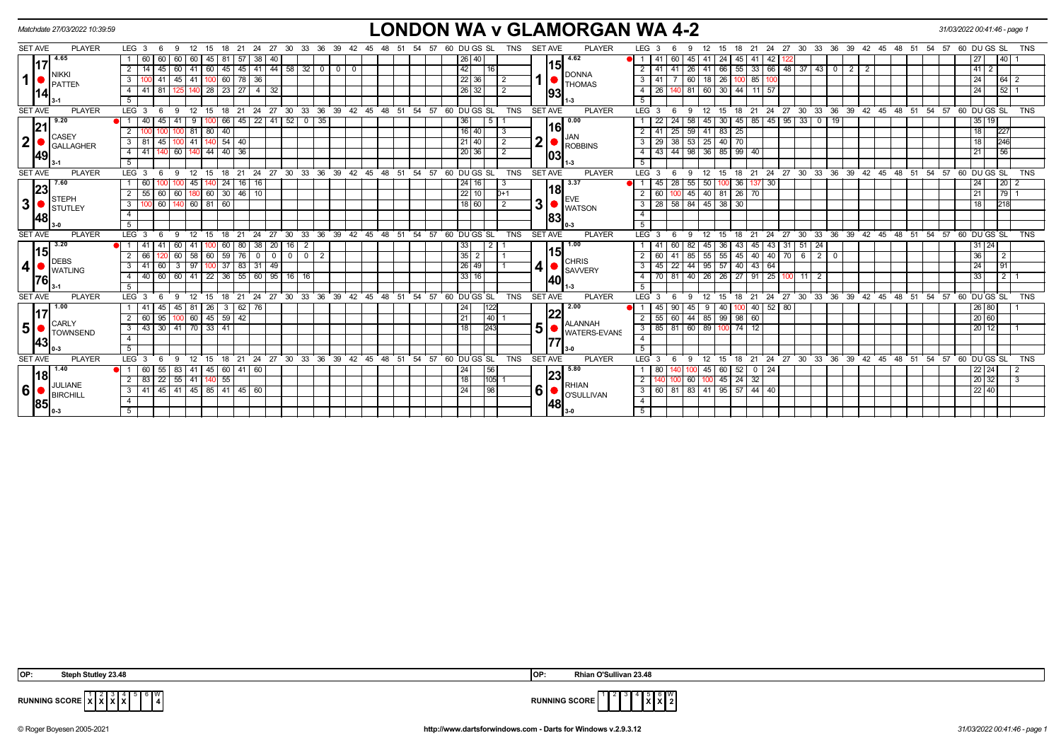Matchdate 27/03/2022 10:39:59

# LONDON WA v GLAMORGAN WA 4-2

31/03/2022 00:41:46 - page 1

| SET AVE | PLAYER | LEG | 3 | 6 | 9 | 12 | 15 | 18 | 21 | 24 | 27 | 30 | 33 | 36 | DU | GS | SL | TNS | SET AVE | PLAYER | LEG | 3 | 6 | 9 | 12 | 15 | 18 | 21 | 24 | 27 | 30 | 33 | 36 | 39 | 42 | DU | GS | SL | TNS |
|---|---|---|---|---|---|---|---|---|---|---|---|---|---|---|---|---|---|---|---|---|---|---|---|---|---|---|---|---|---|---|---|---|---|---|---|---|---|---|---|
| 1 17.14 4.65 | NIKKI PATTEN 3-1 | 1 | 60 | 60 | 60 | 60 | 45 | 81 | 57 | 38 | 40 | | | | 26 | 40 | | | 1 15.93 4.62 | DONNA THOMAS 1-3 | 1 | 41 | 60 | 45 | 41 | 24 | 45 | 41 | 42 | 122 | | | | | | 27 | | 40 | 1 |
| | | 2 | 14 | 45 | 60 | 41 | 60 | 45 | 45 | 41 | 44 | 58 | 32 | 0 | 0 | 0 | 42 | | 16 | | | | 2 | 41 | 41 | 26 | 41 | 66 | 55 | 33 | 66 | 48 | 37 | 43 | 0 | 2 | 2 | 41 | 2 | | |
| | | 3 | 100 | 41 | 45 | 41 | 100 | 60 | 78 | 36 | | | | | 22 | 36 | | 2 | | | 3 | 41 | 7 | 60 | 18 | 26 | 100 | 85 | 100 | | | | | | | 24 | | 64 | 2 |
| | | 4 | 41 | 81 | 125 | 140 | 28 | 23 | 27 | 4 | 32 | | | | 26 | 32 | | 2 | | | 4 | 26 | 140 | 81 | 60 | 30 | 44 | 11 | 57 | | | | | | | 24 | | 52 | 1 |
| 2 21.49 9.20 | CASEY GALLAGHER 3-1 | 1 | 40 | 45 | 41 | 9 | 100 | 66 | 45 | 22 | 41 | 52 | 0 | 35 | 36 | | 5 | 1 | 2 16.03 0.00 | JAN ROBBINS 1-3 | 1 | 22 | 24 | 58 | 45 | 30 | 45 | 85 | 45 | 95 | 33 | 0 | 19 | | | 35 | 19 | | |
| | | 2 | 100 | 100 | 100 | 81 | 80 | 40 | | | | | | | 16 | 40 | | 3 | | | 2 | 41 | 25 | 59 | 41 | 83 | 25 | | | | | | | | | 18 | | 227 | |
| | | 3 | 81 | 45 | 100 | 41 | 140 | 54 | 40 | | | | | | 21 | 40 | | 2 | | | 3 | 29 | 38 | 53 | 25 | 40 | 70 | | | | | | | | | 18 | | 246 | |
| | | 4 | 41 | 140 | 60 | 140 | 44 | 40 | 36 | | | | | | 20 | 36 | | 2 | | | 4 | 43 | 44 | 98 | 36 | 85 | 99 | 40 | | | | | | | | 21 | | 56 | |
| 3 23.48 7.60 | STEPH STUTLEY 3-0 | 1 | 60 | 100 | 100 | 45 | 140 | 24 | 16 | 16 | | | | | 24 | 16 | | 3 | 3 18.83 3.37 | EVE WATSON 0-3 | 1 | 45 | 28 | 55 | 50 | 100 | 36 | 137 | 30 | | | | | | | 24 | | 20 | 2 |
| | | 2 | 55 | 60 | 60 | 180 | 60 | 30 | 46 | 10 | | | | | 22 | 10 | | 0+1 | | | 2 | 60 | 100 | 45 | 40 | 81 | 26 | 70 | | | | | | | | 21 | | 79 | 1 |
| | | 3 | 100 | 60 | 140 | 60 | 81 | 60 | | | | | | | 18 | 60 | | 2 | | | 3 | 28 | 58 | 84 | 45 | 38 | 30 | | | | | | | | | 18 | | 218 | |
| 4 15.76 3.20 | DEBS WATLING 3-1 | 1 | 41 | 41 | 60 | 41 | 100 | 60 | 80 | 38 | 20 | 16 | 2 | | 33 | | 2 | 1 | 4 15.40 1.00 | CHRIS SAVVERY 1-3 | 1 | 41 | 60 | 82 | 45 | 36 | 43 | 45 | 43 | 31 | 51 | 24 | | | | 31 | 24 | | |
| | | 2 | 66 | 120 | 60 | 58 | 60 | 59 | 76 | 0 | 0 | 0 | 0 | 2 | 35 | 2 | | 1 | | | 2 | 60 | 41 | 85 | 55 | 55 | 45 | 40 | 40 | 70 | 6 | 2 | 0 | | | 36 | | 2 | |
| | | 3 | 41 | 60 | 3 | 97 | 100 | 37 | 83 | 31 | 49 | | | | 26 | 49 | | 1 | | | 3 | 45 | 22 | 44 | 95 | 57 | 40 | 43 | 64 | | | | | | | 24 | | 91 | |
| | | 4 | 40 | 60 | 60 | 41 | 22 | 36 | 55 | 60 | 95 | 16 | 16 | | 33 | 16 | | | | | 4 | 70 | 81 | 40 | 26 | 26 | 27 | 91 | 25 | 100 | 11 | 2 | | | | 33 | | 2 | 1 |
| 5 17.43 1.00 | CARLY TOWNSEND 0-3 | 1 | 41 | 45 | 45 | 81 | 26 | 3 | 62 | 76 | | | | | 24 | | 122 | | 5 22.77 2.00 | ALANNAH WATERS-EVANS 3-0 | 1 | 45 | 90 | 45 | 9 | 40 | 100 | 40 | 52 | 80 | | | | | | 26 | 80 | | 1 |
| | | 2 | 60 | 95 | 100 | 60 | 45 | 59 | 42 | | | | | | 21 | | 40 | 1 | | | 2 | 55 | 60 | 44 | 85 | 99 | 98 | 60 | | | | | | | | 20 | 60 | | |
| | | 3 | 43 | 30 | 41 | 70 | 33 | 41 | | | | | | | 18 | | 243 | | | | 3 | 85 | 81 | 60 | 89 | 100 | 74 | 12 | | | | | | | | 20 | 12 | | 1 |
| 6 18.85 1.40 | JULIANE BIRCHILL 0-3 | 1 | 60 | 55 | 83 | 41 | 45 | 60 | 41 | 60 | | | | | 24 | | 56 | | 6 23.48 5.80 | RHIAN O'SULLIVAN 3-0 | 1 | 80 | 140 | 100 | 45 | 60 | 52 | 0 | 24 | | | | | | | 22 | 24 | | 2 |
| | | 2 | 83 | 22 | 55 | 41 | 140 | 55 | | | | | | | 18 | | 105 | 1 | | | 2 | 140 | 100 | 60 | 100 | 45 | 24 | 32 | | | | | | | | 20 | 32 | | 3 |
| | | 3 | 41 | 45 | 41 | 45 | 85 | 41 | 45 | 60 | | | | | 24 | | 98 | | | | 3 | 60 | 81 | 83 | 41 | 95 | 57 | 44 | 40 | | | | | | | 22 | 40 | | |

OP: Steph Stutley 23.48 | OP: Rhian O'Sullivan 23.48

| RUNNING SCORE | 1 | 2 | 3 | 4 | 5 | 6 | W |
|---|---|---|---|---|---|---|---|
| LONDON WA | X | X | X | X | | | 4 |
| GLAMORGAN WA | | | | | X | X | 2 |

© Roger Boyesen 2005-2021 http://www.dartsforwindows.com - Darts for Windows v.2.9.3.12 31/03/2022 00:41:46 - page 1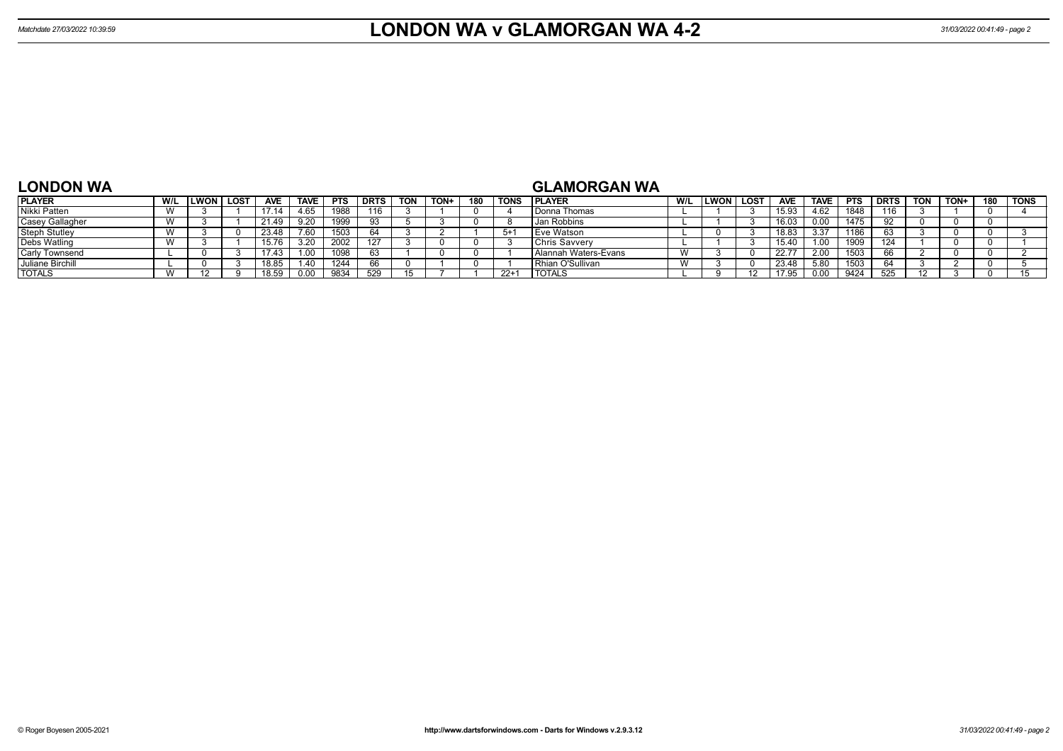# LONDON WA v GLAMORGAN WA 4-2

Matchdate 27/03/2022 10:39:59

## LONDON WA

| PLAYER | W/L | LWON | LOST | AVE | TAVE | PTS | DRTS | TON | TON+ | 180 | TONS |
|---|---|---|---|---|---|---|---|---|---|---|---|
| Nikki Patten | W | 3 | 1 | 17.14 | 4.65 | 1988 | 116 | 3 | 1 | 0 | 4 |
| Casey Gallagher | W | 3 | 1 | 21.49 | 9.20 | 1999 | 93 | 5 | 3 | 0 | 8 |
| Steph Stutley | W | 3 | 0 | 23.48 | 7.60 | 1503 | 64 | 3 | 2 | 1 | 5+1 |
| Debs Watling | W | 3 | 1 | 15.76 | 3.20 | 2002 | 127 | 3 | 0 | 0 | 3 |
| Carly Townsend | L | 0 | 3 | 17.43 | 1.00 | 1098 | 63 | 1 | 0 | 0 | 1 |
| Juliane Birchill | L | 0 | 3 | 18.85 | 1.40 | 1244 | 66 | 0 | 1 | 0 | 1 |
| TOTALS | W | 12 | 9 | 18.59 | 0.00 | 9834 | 529 | 15 | 7 | 1 | 22+1 |

## GLAMORGAN WA

| PLAYER | W/L | LWON | LOST | AVE | TAVE | PTS | DRTS | TON | TON+ | 180 | TONS |
|---|---|---|---|---|---|---|---|---|---|---|---|
| Donna Thomas | L | 1 | 3 | 15.93 | 4.62 | 1848 | 116 | 3 | 1 | 0 | 4 |
| Jan Robbins | L | 1 | 3 | 16.03 | 0.00 | 1475 | 92 | 0 | 0 | 0 | |
| Eve Watson | L | 0 | 3 | 18.83 | 3.37 | 1186 | 63 | 3 | 0 | 0 | 3 |
| Chris Savvery | L | 1 | 3 | 15.40 | 1.00 | 1909 | 124 | 1 | 0 | 0 | 1 |
| Alannah Waters-Evans | W | 3 | 0 | 22.77 | 2.00 | 1503 | 66 | 2 | 0 | 0 | 2 |
| Rhian O'Sullivan | W | 3 | 0 | 23.48 | 5.80 | 1503 | 64 | 3 | 2 | 0 | 5 |
| TOTALS | L | 9 | 12 | 17.95 | 0.00 | 9424 | 525 | 12 | 3 | 0 | 15 |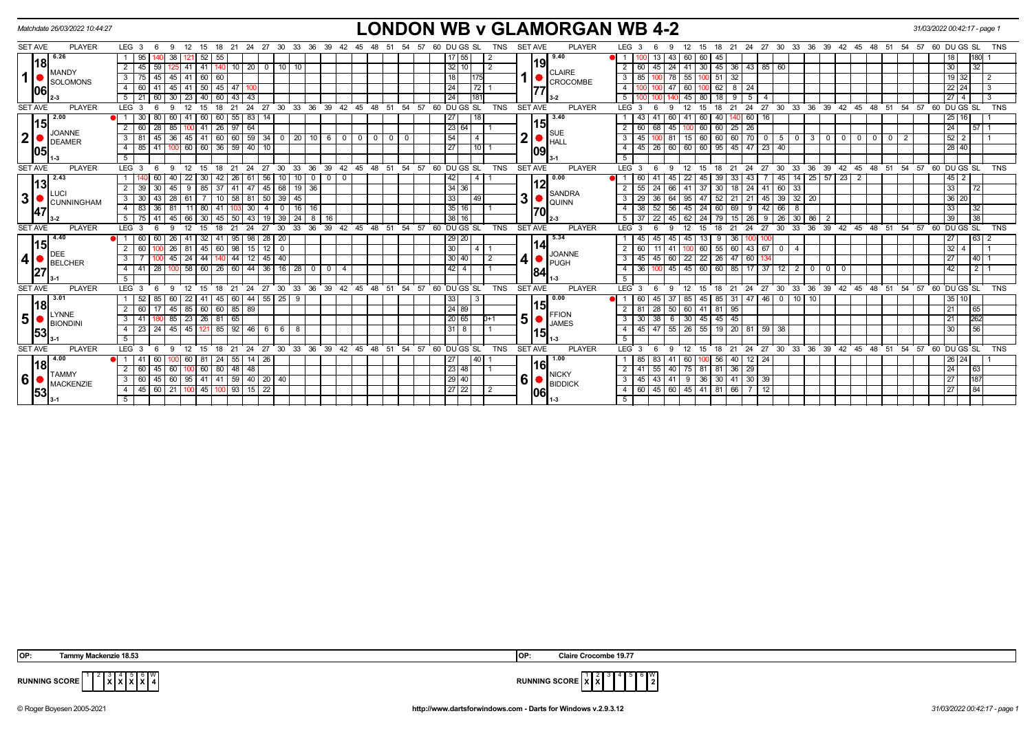Matchdate 26/03/2022 10:44:27

# LONDON WB v GLAMORGAN WB 4-2

31/03/2022 00:42:17 - page 1

## Match 1

**MANDY SOLOMONS** — SET AVE 6.26, 18.06, 2-3

| LEG | Scores | DU | GS | SL | TNS |
|---|---|---|---|---|---|
| 1 | 95 140 38 121 52 55 | 17 | 55 | | 2 |
| 2 | 45 59 125 41 41 140 10 20 0 10 10 | 32 | 10 | | 2 |
| 3 | 75 45 45 41 60 60 | 18 | | 175 | |
| 4 | 60 41 45 41 50 45 47 100 | 24 | | 72 | 1 |
| 5 | 21 60 30 23 40 60 43 43 | 24 | | 181 | |

**CLAIRE CROCOMBE** — SET AVE 9.40, 19.77, 3-2

| LEG | Scores | DU | GS | SL | TNS |
|---|---|---|---|---|---|
| 1 | 100 13 43 60 60 45 | 18 | | 180 | 1 |
| 2 | 60 45 24 41 30 45 36 43 85 60 | 30 | | 32 | |
| 3 | 85 100 78 55 100 51 32 | 19 | 32 | | 2 |
| 4 | 100 100 47 60 100 62 8 24 | 22 | 24 | | 3 |
| 5 | 100 100 140 45 80 18 9 5 4 | 27 | 4 | | 3 |

## Match 2

**JOANNE DEAMER** — SET AVE 2.00, 15.05, 1-3

| LEG | Scores | DU | GS | SL | TNS |
|---|---|---|---|---|---|
| 1 | 30 80 60 41 60 60 55 83 14 | 27 | | 18 | |
| 2 | 60 28 85 100 41 26 97 64 | 23 | 64 | | 1 |
| 3 | 81 45 36 45 41 60 60 59 34 0 20 10 6 0 0 0 0 0 | 54 | | 4 | |
| 4 | 85 41 100 60 60 36 59 40 10 | 27 | | 10 | 1 |
| 5 | | | | | |

**SUE HALL** — SET AVE 3.40, 15.09, 3-1

| LEG | Scores | DU | GS | SL | TNS |
|---|---|---|---|---|---|
| 1 | 43 41 60 41 60 40 140 60 16 | 25 | 16 | | 1 |
| 2 | 60 68 45 100 60 60 25 26 | 24 | | 57 | 1 |
| 3 | 45 100 81 15 60 60 60 70 0 5 0 3 0 0 0 0 0 0 2 | 52 | 2 | | 1 |
| 4 | 45 26 60 60 60 95 45 47 23 40 | 28 | 40 | | |
| 5 | | | | | |

## Match 3

**LUCI CUNNINGHAM** — SET AVE 2.43, 13.47, 3-2

| LEG | Scores | DU | GS | SL | TNS |
|---|---|---|---|---|---|
| 1 | 140 60 40 22 30 42 26 61 56 10 10 0 0 0 | 42 | | 4 | 1 |
| 2 | 39 30 45 9 85 37 41 47 45 68 19 36 | 34 | 36 | | |
| 3 | 30 43 28 61 7 10 58 81 50 39 45 | 33 | | 49 | |
| 4 | 83 36 81 11 80 41 103 30 4 0 16 16 | 35 | 16 | | 1 |
| 5 | 75 41 45 66 30 45 50 43 19 39 24 8 16 | 38 | 16 | | |

**SANDRA QUINN** — SET AVE 0.00, 12.70, 2-3

| LEG | Scores | DU | GS | SL | TNS |
|---|---|---|---|---|---|
| 1 | 60 41 45 22 45 39 33 43 7 45 14 25 57 23 2 | 45 | 2 | | |
| 2 | 55 24 66 41 37 30 18 24 41 60 33 | 33 | | 72 | |
| 3 | 29 36 64 95 47 52 21 21 45 39 32 20 | 36 | 20 | | |
| 4 | 38 52 56 45 24 60 69 9 42 66 8 | 33 | | 32 | |
| 5 | 37 22 45 62 24 79 15 26 9 26 30 86 2 | 39 | | 38 | |

## Match 4

**DEE BELCHER** — SET AVE 4.40, 15.27, 3-1

| LEG | Scores | DU | GS | SL | TNS |
|---|---|---|---|---|---|
| 1 | 60 60 26 41 32 41 95 98 28 20 | 29 | 20 | | |
| 2 | 60 100 26 81 45 60 98 15 12 0 | 30 | | 4 | 1 |
| 3 | 7 100 45 24 44 140 44 12 45 40 | 30 | 40 | | 2 |
| 4 | 41 28 100 58 60 26 60 44 36 16 28 0 0 4 | 42 | 4 | | 1 |
| 5 | | | | | |

**JOANNE PUGH** — SET AVE 5.34, 14.84, 1-3

| LEG | Scores | DU | GS | SL | TNS |
|---|---|---|---|---|---|
| 1 | 45 45 45 45 13 9 36 100 100 | 27 | | 63 | 2 |
| 2 | 60 11 41 100 60 55 60 43 67 0 4 | 32 | 4 | | 1 |
| 3 | 45 45 60 22 22 26 47 60 134 | 27 | | 40 | 1 |
| 4 | 36 100 45 45 60 60 85 17 37 12 2 0 0 0 | 42 | | 2 | 1 |
| 5 | | | | | |

## Match 5

**LYNNE BIONDINI** — SET AVE 3.01, 18.53, 3-1

| LEG | Scores | DU | GS | SL | TNS |
|---|---|---|---|---|---|
| 1 | 52 85 60 22 41 45 60 44 55 25 9 | 33 | | 3 | |
| 2 | 60 17 45 85 60 60 85 89 | 24 | 89 | | |
| 3 | 41 180 85 23 26 81 65 | 20 | 65 | | 0+1 |
| 4 | 23 24 45 45 121 85 92 46 6 6 8 | 31 | 8 | | 1 |
| 5 | | | | | |

**FFION JAMES** — SET AVE 0.00, 15.15, 1-3

| LEG | Scores | DU | GS | SL | TNS |
|---|---|---|---|---|---|
| 1 | 60 45 37 85 45 85 31 47 46 0 10 10 | 35 | 10 | | |
| 2 | 81 28 50 60 41 81 95 | 21 | | 65 | |
| 3 | 30 38 6 30 45 45 45 | 21 | | 262 | |
| 4 | 45 47 55 26 55 19 20 81 59 38 | 30 | | 56 | |
| 5 | | | | | |

## Match 6

**TAMMY MACKENZIE** — SET AVE 4.00, 18.53, 3-1

| LEG | Scores | DU | GS | SL | TNS |
|---|---|---|---|---|---|
| 1 | 41 60 100 60 81 24 55 14 26 | 27 | | 40 | 1 |
| 2 | 60 45 60 100 60 80 48 48 | 23 | 48 | | 1 |
| 3 | 60 45 60 95 41 41 59 40 20 40 | 29 | 40 | | |
| 4 | 45 60 21 100 45 100 93 15 22 | 27 | 22 | | 2 |
| 5 | | | | | |

**NICKY BIDDICK** — SET AVE 1.00, 16.06, 1-3

| LEG | Scores | DU | GS | SL | TNS |
|---|---|---|---|---|---|
| 1 | 85 83 41 60 100 56 40 12 24 | 26 | 24 | | 1 |
| 2 | 41 55 40 75 81 81 36 29 | 24 | | 63 | |
| 3 | 45 43 41 9 36 30 41 30 39 | 27 | | 187 | |
| 4 | 60 45 60 45 41 81 66 7 12 | 27 | | 84 | |
| 5 | | | | | |

OP: Tammy Mackenzie 18.53 | OP: Claire Crocombe 19.77

| RUNNING SCORE | 1 | 2 | 3 | 4 | 5 | 6 | W |
|---|---|---|---|---|---|---|---|
| LONDON WB | | | X | X | X | X | 4 |
| GLAMORGAN WB | X | X | | | | | 2 |

© Roger Boyesen 2005-2021 — http://www.dartsforwindows.com - Darts for Windows v.2.9.3.12 — 31/03/2022 00:42:17 - page 1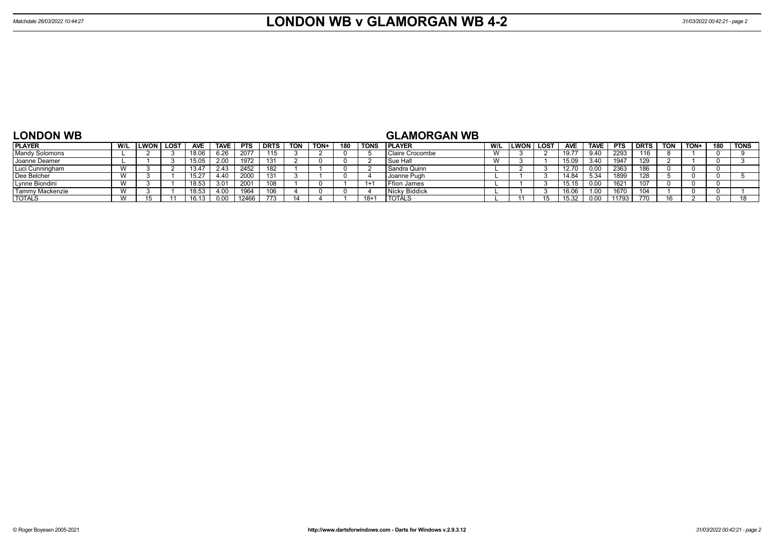Matchdate 26/03/2022 10:44:27

# LONDON WB v GLAMORGAN WB 4-2

## LONDON WB

| PLAYER | W/L | LWON | LOST | AVE | TAVE | PTS | DRTS | TON | TON+ | 180 | TONS |
|---|---|---|---|---|---|---|---|---|---|---|---|
| Mandy Solomons | L | 2 | 3 | 18.06 | 6.26 | 2077 | 115 | 3 | 2 | 0 | 5 |
| Joanne Deamer | L | 1 | 3 | 15.05 | 2.00 | 1972 | 131 | 2 | 0 | 0 | 2 |
| Luci Cunningham | W | 3 | 2 | 13.47 | 2.43 | 2452 | 182 | 1 | 1 | 0 | 2 |
| Dee Belcher | W | 3 | 1 | 15.27 | 4.40 | 2000 | 131 | 3 | 1 | 0 | 4 |
| Lynne Biondini | W | 3 | 1 | 18.53 | 3.01 | 2001 | 108 | 1 | 0 | 1 | 1+1 |
| Tammy Mackenzie | W | 3 | 1 | 18.53 | 4.00 | 1964 | 106 | 4 | 0 | 0 | 4 |
| TOTALS | W | 15 | 11 | 16.13 | 0.00 | 12466 | 773 | 14 | 4 | 1 | 18+1 |

## GLAMORGAN WB

| PLAYER | W/L | LWON | LOST | AVE | TAVE | PTS | DRTS | TON | TON+ | 180 | TONS |
|---|---|---|---|---|---|---|---|---|---|---|---|
| Claire Crocombe | W | 3 | 2 | 19.77 | 9.40 | 2293 | 116 | 8 | 1 | 0 | 9 |
| Sue Hall | W | 3 | 1 | 15.09 | 3.40 | 1947 | 129 | 2 | 1 | 0 | 3 |
| Sandra Quinn | L | 2 | 3 | 12.70 | 0.00 | 2363 | 186 | 0 | 0 | 0 | |
| Joanne Pugh | L | 1 | 3 | 14.84 | 5.34 | 1899 | 128 | 5 | 0 | 0 | 5 |
| Ffion James | L | 1 | 3 | 15.15 | 0.00 | 1621 | 107 | 0 | 0 | 0 | |
| Nicky Biddick | L | 1 | 3 | 16.06 | 1.00 | 1670 | 104 | 1 | 0 | 0 | 1 |
| TOTALS | L | 11 | 15 | 15.32 | 0.00 | 11793 | 770 | 16 | 2 | 0 | 18 |